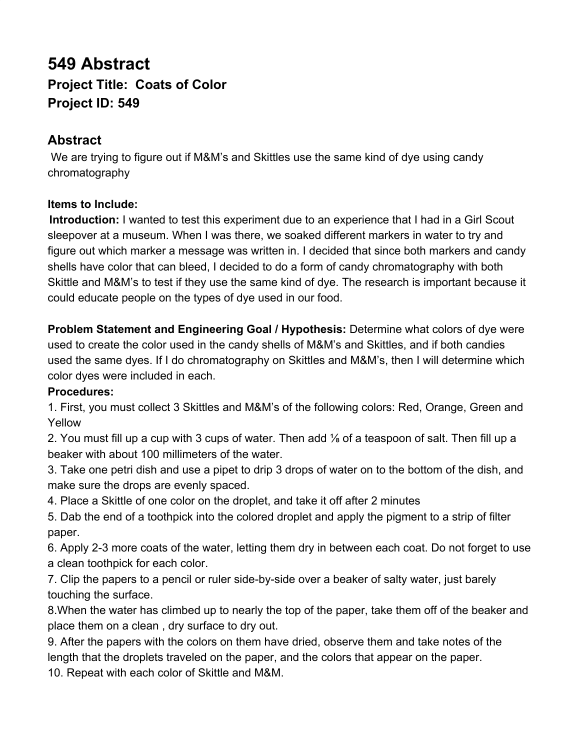# 549 Abstract

## Project Title: Coats of Color

## Project ID: 549

### Abstract

We are trying to figure out if M&M's and Skittles use the same kind of dye using candy chromatography

**Items to Include:**

**Introduction:** I wanted to test this experiment due to an experience that I had in a Girl Scout sleepover at a museum. When I was there, we soaked different markers in water to try and figure out which marker a message was written in. I decided that since both markers and candy shells have color that can bleed, I decided to do a form of candy chromatography with both Skittle and M&M's to test if they use the same kind of dye. The research is important because it could educate people on the types of dye used in our food.

**Problem Statement and Engineering Goal / Hypothesis:** Determine what colors of dye were used to create the color used in the candy shells of M&M's and Skittles, and if both candies used the same dyes. If I do chromatography on Skittles and M&M's, then I will determine which color dyes were included in each.

**Procedures:**

1. First, you must collect 3 Skittles and M&M's of the following colors: Red, Orange, Green and Yellow
2. You must fill up a cup with 3 cups of water. Then add ⅛ of a teaspoon of salt. Then fill up a beaker with about 100 millimeters of the water.
3. Take one petri dish and use a pipet to drip 3 drops of water on to the bottom of the dish, and make sure the drops are evenly spaced.
4. Place a Skittle of one color on the droplet, and take it off after 2 minutes
5. Dab the end of a toothpick into the colored droplet and apply the pigment to a strip of filter paper.
6. Apply 2-3 more coats of the water, letting them dry in between each coat. Do not forget to use a clean toothpick for each color.
7. Clip the papers to a pencil or ruler side-by-side over a beaker of salty water, just barely touching the surface.
8. When the water has climbed up to nearly the top of the paper, take them off of the beaker and place them on a clean , dry surface to dry out.
9. After the papers with the colors on them have dried, observe them and take notes of the length that the droplets traveled on the paper, and the colors that appear on the paper.
10. Repeat with each color of Skittle and M&M.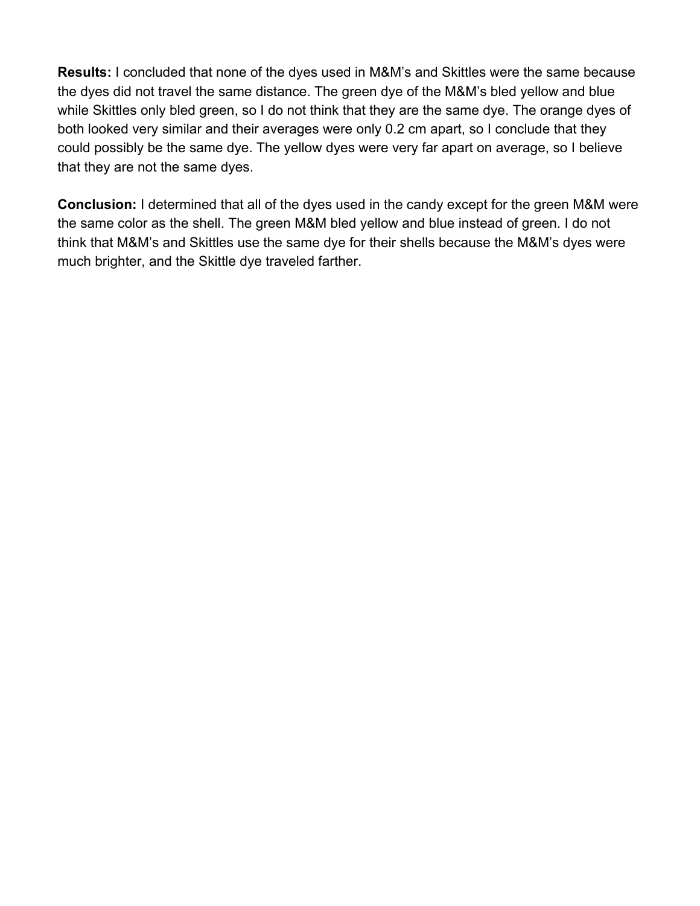**Results:** I concluded that none of the dyes used in M&M's and Skittles were the same because the dyes did not travel the same distance. The green dye of the M&M's bled yellow and blue while Skittles only bled green, so I do not think that they are the same dye. The orange dyes of both looked very similar and their averages were only 0.2 cm apart, so I conclude that they could possibly be the same dye. The yellow dyes were very far apart on average, so I believe that they are not the same dyes.

**Conclusion:** I determined that all of the dyes used in the candy except for the green M&M were the same color as the shell. The green M&M bled yellow and blue instead of green. I do not think that M&M's and Skittles use the same dye for their shells because the M&M's dyes were much brighter, and the Skittle dye traveled farther.